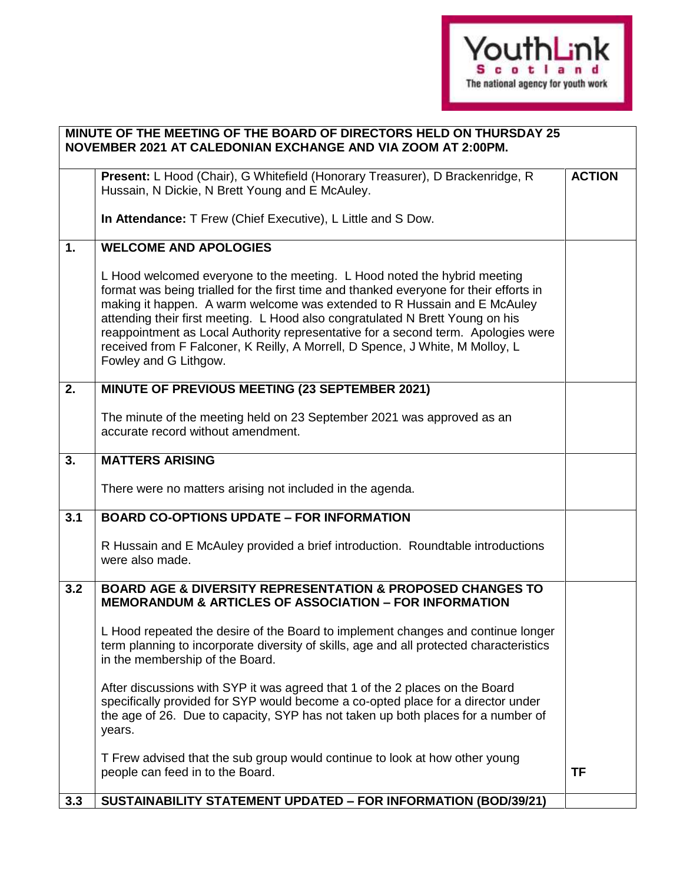| | MINUTE OF THE MEETING OF THE BOARD OF DIRECTORS HELD ON THURSDAY 25 NOVEMBER 2021 AT CALEDONIAN EXCHANGE AND VIA ZOOM AT 2:00PM. | |
|---|---|---|
| | **Present:** L Hood (Chair), G Whitefield (Honorary Treasurer), D Brackenridge, R Hussain, N Dickie, N Brett Young and E McAuley.<br><br>**In Attendance:** T Frew (Chief Executive), L Little and S Dow. | **ACTION** |
| **1.** | **WELCOME AND APOLOGIES**<br><br>L Hood welcomed everyone to the meeting. L Hood noted the hybrid meeting format was being trialled for the first time and thanked everyone for their efforts in making it happen. A warm welcome was extended to R Hussain and E McAuley attending their first meeting. L Hood also congratulated N Brett Young on his reappointment as Local Authority representative for a second term. Apologies were received from F Falconer, K Reilly, A Morrell, D Spence, J White, M Molloy, L Fowley and G Lithgow. | |
| **2.** | **MINUTE OF PREVIOUS MEETING (23 SEPTEMBER 2021)**<br><br>The minute of the meeting held on 23 September 2021 was approved as an accurate record without amendment. | |
| **3.** | **MATTERS ARISING**<br><br>There were no matters arising not included in the agenda. | |
| **3.1** | **BOARD CO-OPTIONS UPDATE – FOR INFORMATION**<br><br>R Hussain and E McAuley provided a brief introduction. Roundtable introductions were also made. | |
| **3.2** | **BOARD AGE & DIVERSITY REPRESENTATION & PROPOSED CHANGES TO MEMORANDUM & ARTICLES OF ASSOCIATION – FOR INFORMATION**<br><br>L Hood repeated the desire of the Board to implement changes and continue longer term planning to incorporate diversity of skills, age and all protected characteristics in the membership of the Board.<br><br>After discussions with SYP it was agreed that 1 of the 2 places on the Board specifically provided for SYP would become a co-opted place for a director under the age of 26. Due to capacity, SYP has not taken up both places for a number of years.<br><br>T Frew advised that the sub group would continue to look at how other young people can feed in to the Board. | <br><br><br><br><br><br><br><br><br><br>**TF** |
| **3.3** | **SUSTAINABILITY STATEMENT UPDATED – FOR INFORMATION (BOD/39/21)** | |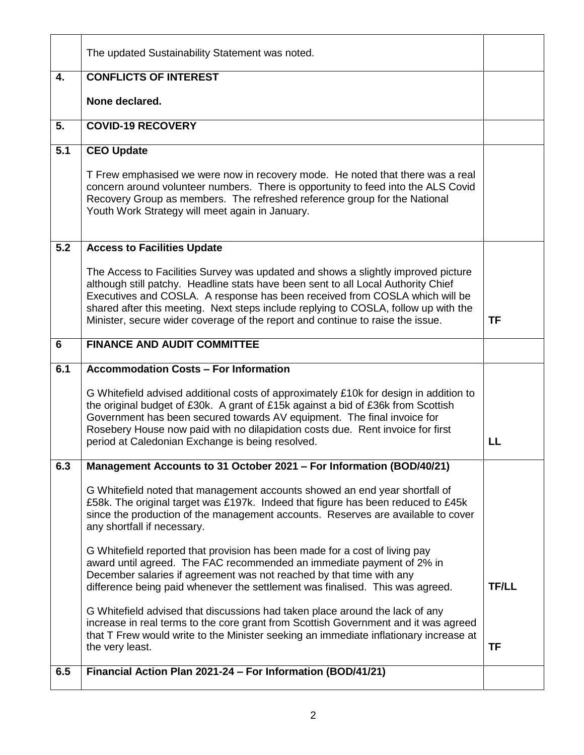| | | |
|---|---|---|
| | The updated Sustainability Statement was noted. | |
| **4.** | **CONFLICTS OF INTEREST**<br><br>**None declared.** | |
| **5.** | **COVID-19 RECOVERY** | |
| **5.1** | **CEO Update**<br><br>T Frew emphasised we were now in recovery mode. He noted that there was a real concern around volunteer numbers. There is opportunity to feed into the ALS Covid Recovery Group as members. The refreshed reference group for the National Youth Work Strategy will meet again in January. | |
| **5.2** | **Access to Facilities Update**<br><br>The Access to Facilities Survey was updated and shows a slightly improved picture although still patchy. Headline stats have been sent to all Local Authority Chief Executives and COSLA. A response has been received from COSLA which will be shared after this meeting. Next steps include replying to COSLA, follow up with the Minister, secure wider coverage of the report and continue to raise the issue. | **TF** |
| **6** | **FINANCE AND AUDIT COMMITTEE** | |
| **6.1** | **Accommodation Costs – For Information**<br><br>G Whitefield advised additional costs of approximately £10k for design in addition to the original budget of £30k. A grant of £15k against a bid of £36k from Scottish Government has been secured towards AV equipment. The final invoice for Rosebery House now paid with no dilapidation costs due. Rent invoice for first period at Caledonian Exchange is being resolved. | **LL** |
| **6.3** | **Management Accounts to 31 October 2021 – For Information (BOD/40/21)**<br><br>G Whitefield noted that management accounts showed an end year shortfall of £58k. The original target was £197k. Indeed that figure has been reduced to £45k since the production of the management accounts. Reserves are available to cover any shortfall if necessary.<br><br>G Whitefield reported that provision has been made for a cost of living pay award until agreed. The FAC recommended an immediate payment of 2% in December salaries if agreement was not reached by that time with any difference being paid whenever the settlement was finalised. This was agreed.<br><br>G Whitefield advised that discussions had taken place around the lack of any increase in real terms to the core grant from Scottish Government and it was agreed that T Frew would write to the Minister seeking an immediate inflationary increase at the very least. | **TF/LL**<br><br>**TF** |
| **6.5** | **Financial Action Plan 2021-24 – For Information (BOD/41/21)** | |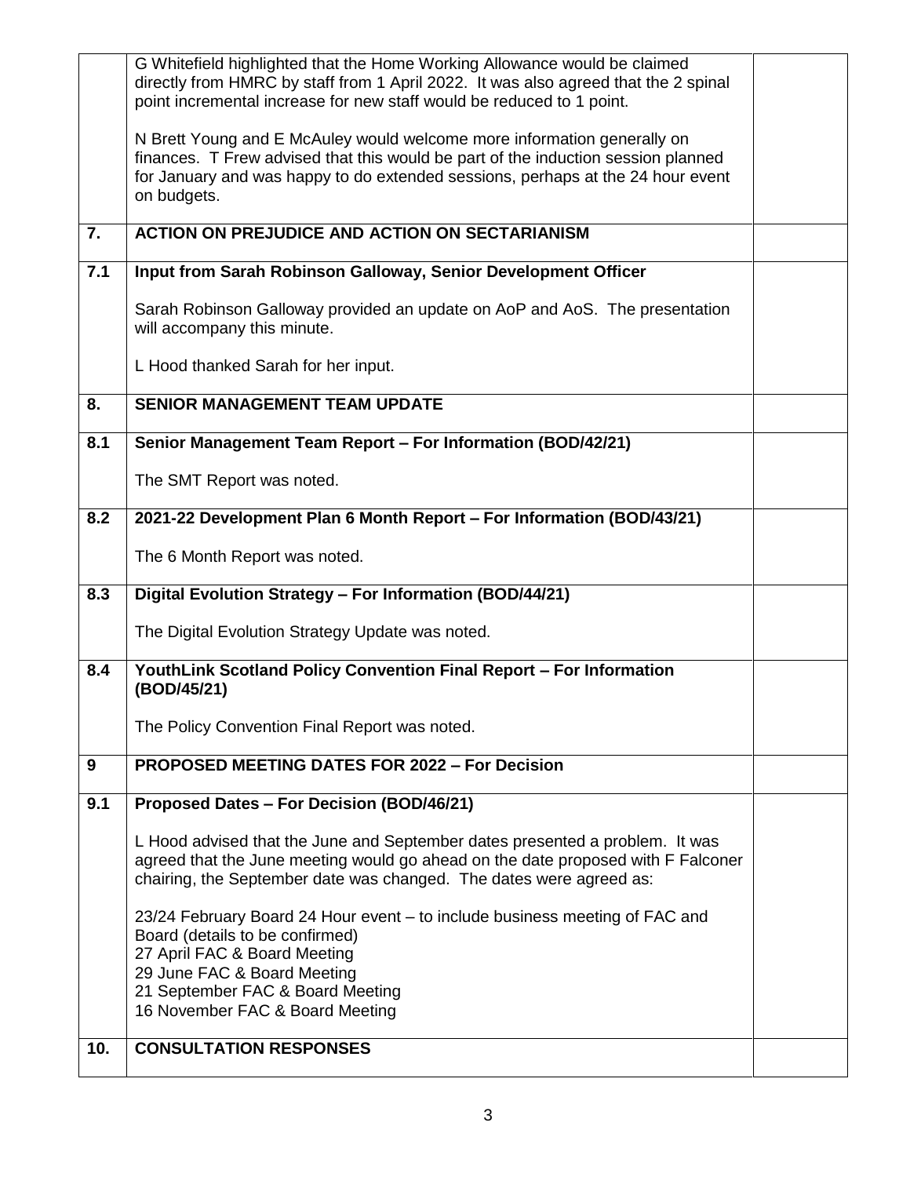| | | |
|---|---|---|
| | G Whitefield highlighted that the Home Working Allowance would be claimed directly from HMRC by staff from 1 April 2022. It was also agreed that the 2 spinal point incremental increase for new staff would be reduced to 1 point.<br><br>N Brett Young and E McAuley would welcome more information generally on finances. T Frew advised that this would be part of the induction session planned for January and was happy to do extended sessions, perhaps at the 24 hour event on budgets. | |
| **7.** | **ACTION ON PREJUDICE AND ACTION ON SECTARIANISM** | |
| **7.1** | **Input from Sarah Robinson Galloway, Senior Development Officer**<br><br>Sarah Robinson Galloway provided an update on AoP and AoS. The presentation will accompany this minute.<br><br>L Hood thanked Sarah for her input. | |
| **8.** | **SENIOR MANAGEMENT TEAM UPDATE** | |
| **8.1** | **Senior Management Team Report – For Information (BOD/42/21)**<br><br>The SMT Report was noted. | |
| **8.2** | **2021-22 Development Plan 6 Month Report – For Information (BOD/43/21)**<br><br>The 6 Month Report was noted. | |
| **8.3** | **Digital Evolution Strategy – For Information (BOD/44/21)**<br><br>The Digital Evolution Strategy Update was noted. | |
| **8.4** | **YouthLink Scotland Policy Convention Final Report – For Information (BOD/45/21)**<br><br>The Policy Convention Final Report was noted. | |
| **9** | **PROPOSED MEETING DATES FOR 2022 – For Decision** | |
| **9.1** | **Proposed Dates – For Decision (BOD/46/21)**<br><br>L Hood advised that the June and September dates presented a problem. It was agreed that the June meeting would go ahead on the date proposed with F Falconer chairing, the September date was changed. The dates were agreed as:<br><br>23/24 February Board 24 Hour event – to include business meeting of FAC and Board (details to be confirmed)<br>27 April FAC & Board Meeting<br>29 June FAC & Board Meeting<br>21 September FAC & Board Meeting<br>16 November FAC & Board Meeting | |
| **10.** | **CONSULTATION RESPONSES** | |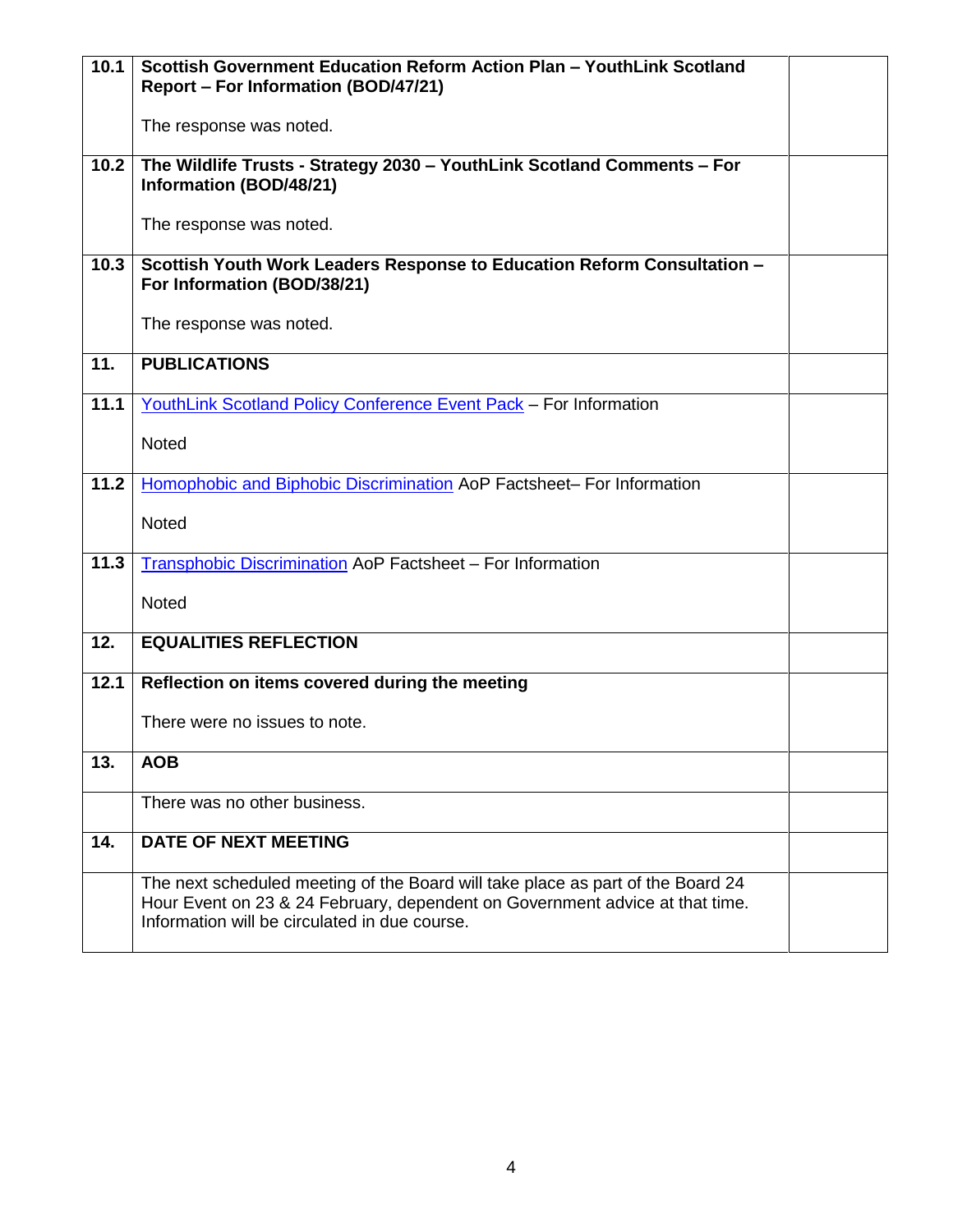| | | |
|---|---|---|
| 10.1 | **Scottish Government Education Reform Action Plan – YouthLink Scotland Report – For Information (BOD/47/21)**<br><br>The response was noted. | |
| 10.2 | **The Wildlife Trusts - Strategy 2030 – YouthLink Scotland Comments – For Information (BOD/48/21)**<br><br>The response was noted. | |
| 10.3 | **Scottish Youth Work Leaders Response to Education Reform Consultation – For Information (BOD/38/21)**<br><br>The response was noted. | |
| 11. | **PUBLICATIONS** | |
| 11.1 | YouthLink Scotland Policy Conference Event Pack – For Information<br><br>Noted | |
| 11.2 | Homophobic and Biphobic Discrimination AoP Factsheet– For Information<br><br>Noted | |
| 11.3 | Transphobic Discrimination AoP Factsheet – For Information<br><br>Noted | |
| 12. | **EQUALITIES REFLECTION** | |
| 12.1 | **Reflection on items covered during the meeting**<br><br>There were no issues to note. | |
| 13. | **AOB** | |
| | There was no other business. | |
| 14. | **DATE OF NEXT MEETING** | |
| | The next scheduled meeting of the Board will take place as part of the Board 24 Hour Event on 23 & 24 February, dependent on Government advice at that time. Information will be circulated in due course. | |